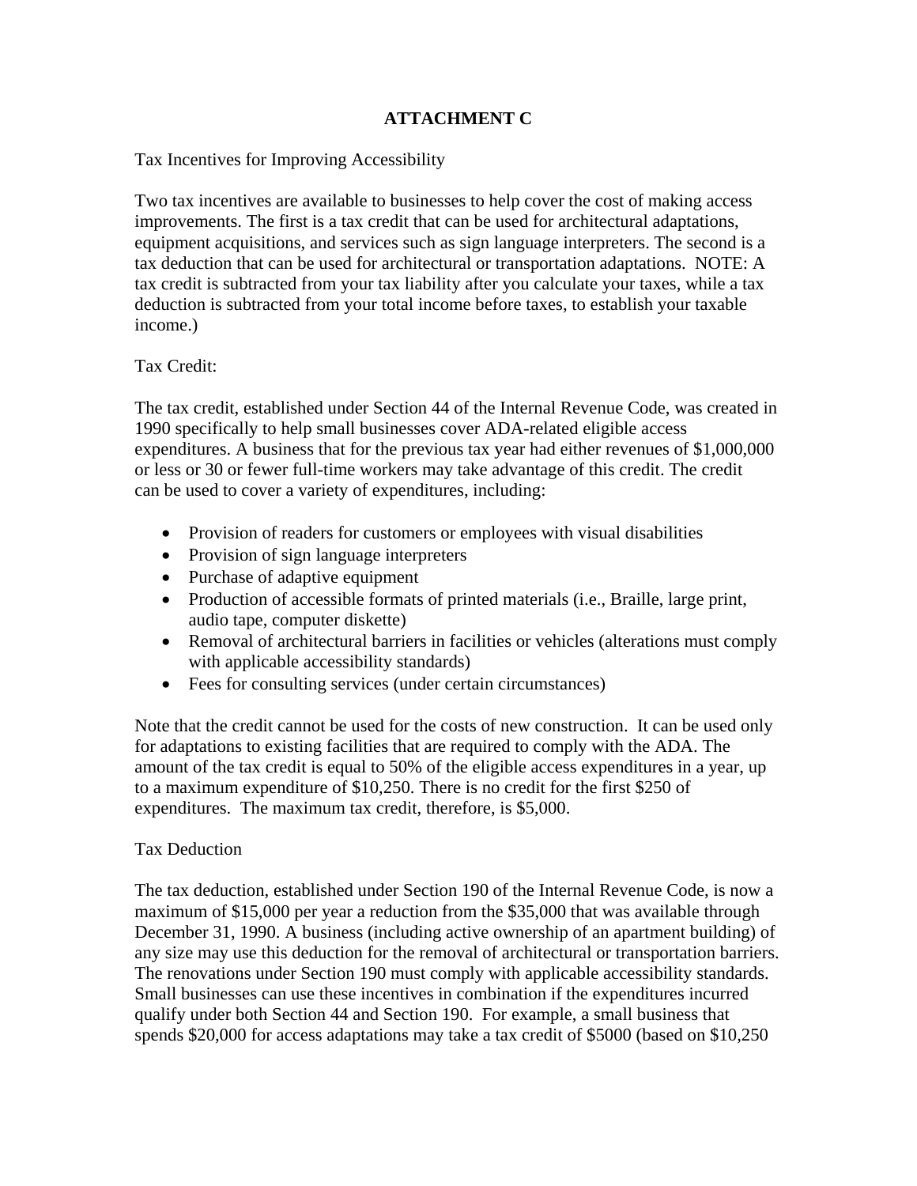# ATTACHMENT C

Tax Incentives for Improving Accessibility

Two tax incentives are available to businesses to help cover the cost of making access improvements. The first is a tax credit that can be used for architectural adaptations, equipment acquisitions, and services such as sign language interpreters. The second is a tax deduction that can be used for architectural or transportation adaptations. NOTE: A tax credit is subtracted from your tax liability after you calculate your taxes, while a tax deduction is subtracted from your total income before taxes, to establish your taxable income.)

Tax Credit:

The tax credit, established under Section 44 of the Internal Revenue Code, was created in 1990 specifically to help small businesses cover ADA-related eligible access expenditures. A business that for the previous tax year had either revenues of $1,000,000 or less or 30 or fewer full-time workers may take advantage of this credit. The credit can be used to cover a variety of expenditures, including:

- Provision of readers for customers or employees with visual disabilities
- Provision of sign language interpreters
- Purchase of adaptive equipment
- Production of accessible formats of printed materials (i.e., Braille, large print, audio tape, computer diskette)
- Removal of architectural barriers in facilities or vehicles (alterations must comply with applicable accessibility standards)
- Fees for consulting services (under certain circumstances)

Note that the credit cannot be used for the costs of new construction. It can be used only for adaptations to existing facilities that are required to comply with the ADA. The amount of the tax credit is equal to 50% of the eligible access expenditures in a year, up to a maximum expenditure of $10,250. There is no credit for the first $250 of expenditures. The maximum tax credit, therefore, is $5,000.

Tax Deduction

The tax deduction, established under Section 190 of the Internal Revenue Code, is now a maximum of $15,000 per year a reduction from the $35,000 that was available through December 31, 1990. A business (including active ownership of an apartment building) of any size may use this deduction for the removal of architectural or transportation barriers. The renovations under Section 190 must comply with applicable accessibility standards. Small businesses can use these incentives in combination if the expenditures incurred qualify under both Section 44 and Section 190. For example, a small business that spends $20,000 for access adaptations may take a tax credit of $5000 (based on $10,250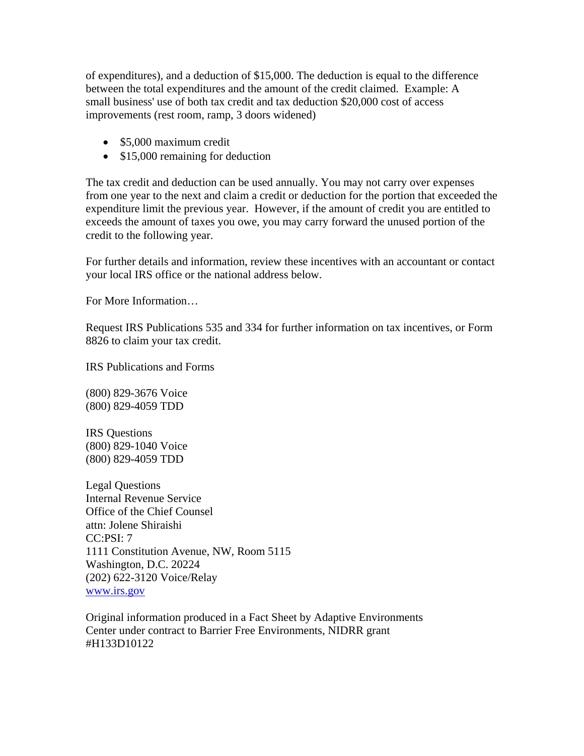of expenditures), and a deduction of $15,000. The deduction is equal to the difference between the total expenditures and the amount of the credit claimed. Example: A small business' use of both tax credit and tax deduction $20,000 cost of access improvements (rest room, ramp, 3 doors widened)

- $5,000 maximum credit
- $15,000 remaining for deduction

The tax credit and deduction can be used annually. You may not carry over expenses from one year to the next and claim a credit or deduction for the portion that exceeded the expenditure limit the previous year. However, if the amount of credit you are entitled to exceeds the amount of taxes you owe, you may carry forward the unused portion of the credit to the following year.

For further details and information, review these incentives with an accountant or contact your local IRS office or the national address below.

For More Information…

Request IRS Publications 535 and 334 for further information on tax incentives, or Form 8826 to claim your tax credit.

IRS Publications and Forms

(800) 829-3676 Voice
(800) 829-4059 TDD

IRS Questions
(800) 829-1040 Voice
(800) 829-4059 TDD

Legal Questions
Internal Revenue Service
Office of the Chief Counsel
attn: Jolene Shiraishi
CC:PSI: 7
1111 Constitution Avenue, NW, Room 5115
Washington, D.C. 20224
(202) 622-3120 Voice/Relay
[www.irs.gov](http://www.irs.gov)

Original information produced in a Fact Sheet by Adaptive Environments Center under contract to Barrier Free Environments, NIDRR grant #H133D10122